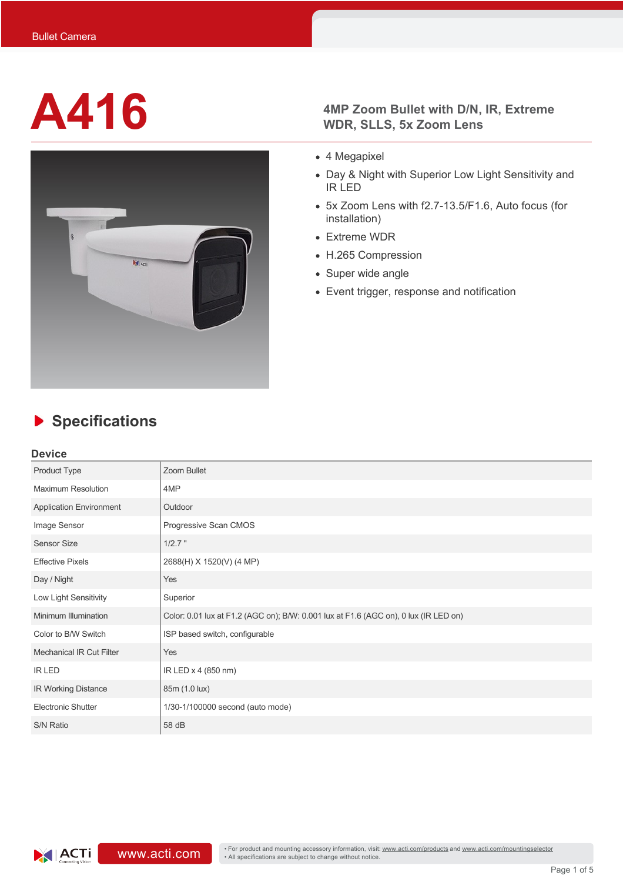Bullet Camera

# A416

## 4MP Zoom Bullet with D/N, IR, Extreme WDR, SLLS, 5x Zoom Lens

- 4 Megapixel
- Day & Night with Superior Low Light Sensitivity and IR LED
- 5x Zoom Lens with f2.7-13.5/F1.6, Auto focus (for installation)
- Extreme WDR
- H.265 Compression
- Super wide angle
- Event trigger, response and notification

## Specifications

### Device

| | |
|---|---|
| Product Type | Zoom Bullet |
| Maximum Resolution | 4MP |
| Application Environment | Outdoor |
| Image Sensor | Progressive Scan CMOS |
| Sensor Size | 1/2.7 " |
| Effective Pixels | 2688(H) X 1520(V) (4 MP) |
| Day / Night | Yes |
| Low Light Sensitivity | Superior |
| Minimum Illumination | Color: 0.01 lux at F1.2 (AGC on); B/W: 0.001 lux at F1.6 (AGC on), 0 lux (IR LED on) |
| Color to B/W Switch | ISP based switch, configurable |
| Mechanical IR Cut Filter | Yes |
| IR LED | IR LED x 4 (850 nm) |
| IR Working Distance | 85m (1.0 lux) |
| Electronic Shutter | 1/30-1/100000 second (auto mode) |
| S/N Ratio | 58 dB |

www.acti.com

• For product and mounting accessory information, visit: www.acti.com/products and www.acti.com/mountingselector
• All specifications are subject to change without notice.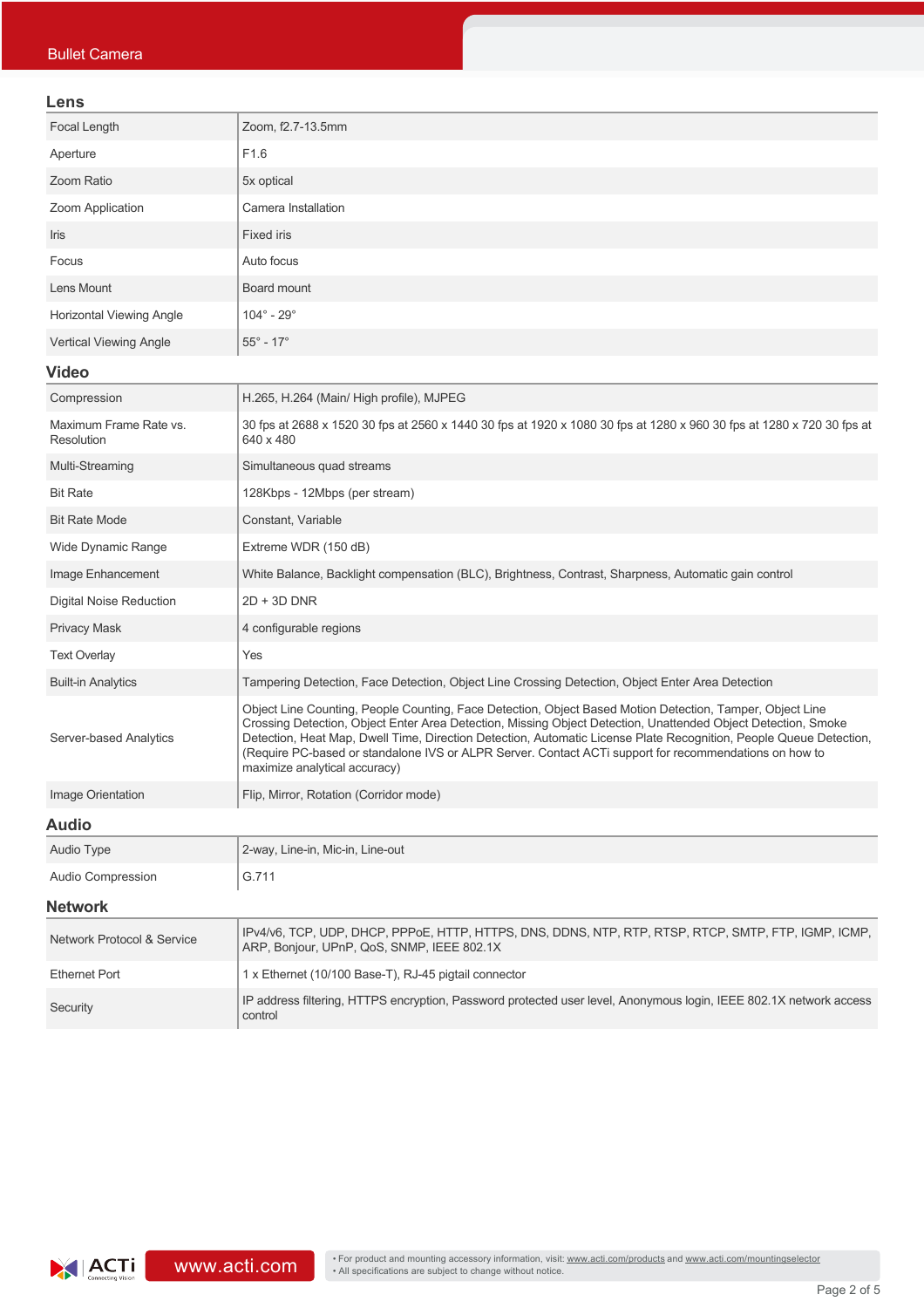## Lens

| | |
|---|---|
| Focal Length | Zoom, f2.7-13.5mm |
| Aperture | F1.6 |
| Zoom Ratio | 5x optical |
| Zoom Application | Camera Installation |
| Iris | Fixed iris |
| Focus | Auto focus |
| Lens Mount | Board mount |
| Horizontal Viewing Angle | 104° - 29° |
| Vertical Viewing Angle | 55° - 17° |

## Video

| | |
|---|---|
| Compression | H.265, H.264 (Main/ High profile), MJPEG |
| Maximum Frame Rate vs. Resolution | 30 fps at 2688 x 1520 30 fps at 2560 x 1440 30 fps at 1920 x 1080 30 fps at 1280 x 960 30 fps at 1280 x 720 30 fps at 640 x 480 |
| Multi-Streaming | Simultaneous quad streams |
| Bit Rate | 128Kbps - 12Mbps (per stream) |
| Bit Rate Mode | Constant, Variable |
| Wide Dynamic Range | Extreme WDR (150 dB) |
| Image Enhancement | White Balance, Backlight compensation (BLC), Brightness, Contrast, Sharpness, Automatic gain control |
| Digital Noise Reduction | 2D + 3D DNR |
| Privacy Mask | 4 configurable regions |
| Text Overlay | Yes |
| Built-in Analytics | Tampering Detection, Face Detection, Object Line Crossing Detection, Object Enter Area Detection |
| Server-based Analytics | Object Line Counting, People Counting, Face Detection, Object Based Motion Detection, Tamper, Object Line Crossing Detection, Object Enter Area Detection, Missing Object Detection, Unattended Object Detection, Smoke Detection, Heat Map, Dwell Time, Direction Detection, Automatic License Plate Recognition, People Queue Detection, (Require PC-based or standalone IVS or ALPR Server. Contact ACTi support for recommendations on how to maximize analytical accuracy) |
| Image Orientation | Flip, Mirror, Rotation (Corridor mode) |

## Audio

| | |
|---|---|
| Audio Type | 2-way, Line-in, Mic-in, Line-out |
| Audio Compression | G.711 |

## Network

| | |
|---|---|
| Network Protocol & Service | IPv4/v6, TCP, UDP, DHCP, PPPoE, HTTP, HTTPS, DNS, DDNS, NTP, RTP, RTSP, RTCP, SMTP, FTP, IGMP, ICMP, ARP, Bonjour, UPnP, QoS, SNMP, IEEE 802.1X |
| Ethernet Port | 1 x Ethernet (10/100 Base-T), RJ-45 pigtail connector |
| Security | IP address filtering, HTTPS encryption, Password protected user level, Anonymous login, IEEE 802.1X network access control |

• For product and mounting accessory information, visit: www.acti.com/products and www.acti.com/mountingselector
• All specifications are subject to change without notice.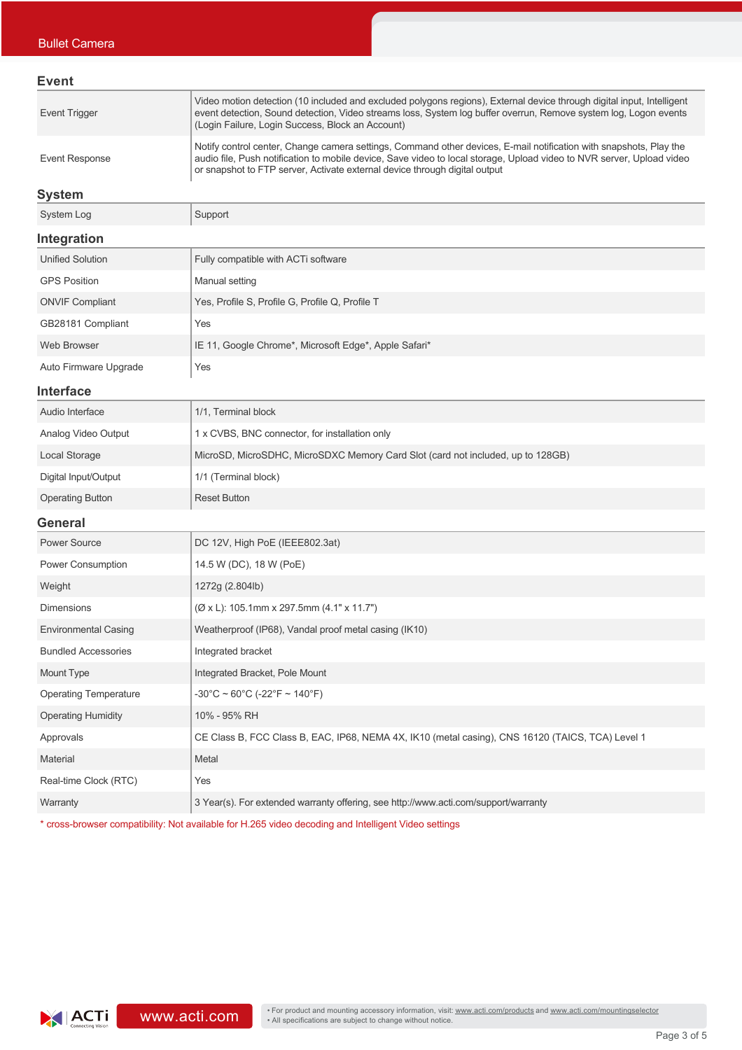## Event

| | |
|---|---|
| Event Trigger | Video motion detection (10 included and excluded polygons regions), External device through digital input, Intelligent event detection, Sound detection, Video streams loss, System log buffer overrun, Remove system log, Logon events (Login Failure, Login Success, Block an Account) |
| Event Response | Notify control center, Change camera settings, Command other devices, E-mail notification with snapshots, Play the audio file, Push notification to mobile device, Save video to local storage, Upload video to NVR server, Upload video or snapshot to FTP server, Activate external device through digital output |

## System

| | |
|---|---|
| System Log | Support |

## Integration

| | |
|---|---|
| Unified Solution | Fully compatible with ACTi software |
| GPS Position | Manual setting |
| ONVIF Compliant | Yes, Profile S, Profile G, Profile Q, Profile T |
| GB28181 Compliant | Yes |
| Web Browser | IE 11, Google Chrome*, Microsoft Edge*, Apple Safari* |
| Auto Firmware Upgrade | Yes |

## Interface

| | |
|---|---|
| Audio Interface | 1/1, Terminal block |
| Analog Video Output | 1 x CVBS, BNC connector, for installation only |
| Local Storage | MicroSD, MicroSDHC, MicroSDXC Memory Card Slot (card not included, up to 128GB) |
| Digital Input/Output | 1/1 (Terminal block) |
| Operating Button | Reset Button |

## General

| | |
|---|---|
| Power Source | DC 12V, High PoE (IEEE802.3at) |
| Power Consumption | 14.5 W (DC), 18 W (PoE) |
| Weight | 1272g (2.804lb) |
| Dimensions | (Ø x L): 105.1mm x 297.5mm (4.1" x 11.7") |
| Environmental Casing | Weatherproof (IP68), Vandal proof metal casing (IK10) |
| Bundled Accessories | Integrated bracket |
| Mount Type | Integrated Bracket, Pole Mount |
| Operating Temperature | -30°C ~ 60°C (-22°F ~ 140°F) |
| Operating Humidity | 10% - 95% RH |
| Approvals | CE Class B, FCC Class B, EAC, IP68, NEMA 4X, IK10 (metal casing), CNS 16120 (TAICS, TCA) Level 1 |
| Material | Metal |
| Real-time Clock (RTC) | Yes |
| Warranty | 3 Year(s). For extended warranty offering, see http://www.acti.com/support/warranty |

* cross-browser compatibility: Not available for H.265 video decoding and Intelligent Video settings

www.acti.com

- For product and mounting accessory information, visit: www.acti.com/products and www.acti.com/mountingselector
- All specifications are subject to change without notice.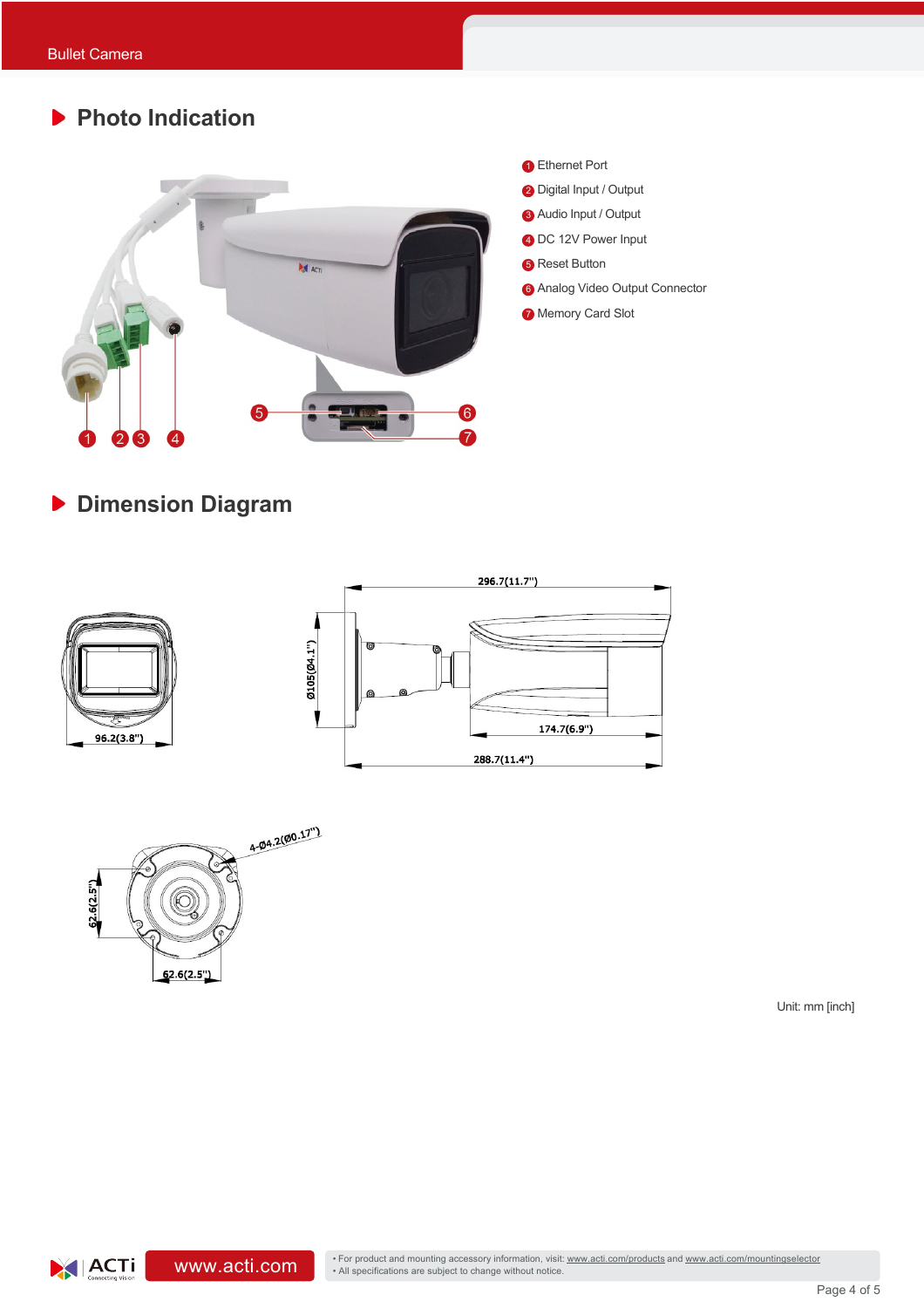## Photo Indication

1. Ethernet Port
2. Digital Input / Output
3. Audio Input / Output
4. DC 12V Power Input
5. Reset Button
6. Analog Video Output Connector
7. Memory Card Slot

## Dimension Diagram

296.7(11.7")

Ø105(Ø4.1")

174.7(6.9")

288.7(11.4")

96.2(3.8")

4-Ø4.2(Ø0.17")

62.6(2.5")

62.6(2.5")

Unit: mm [inch]

www.acti.com

• For product and mounting accessory information, visit: www.acti.com/products and www.acti.com/mountingselector
• All specifications are subject to change without notice.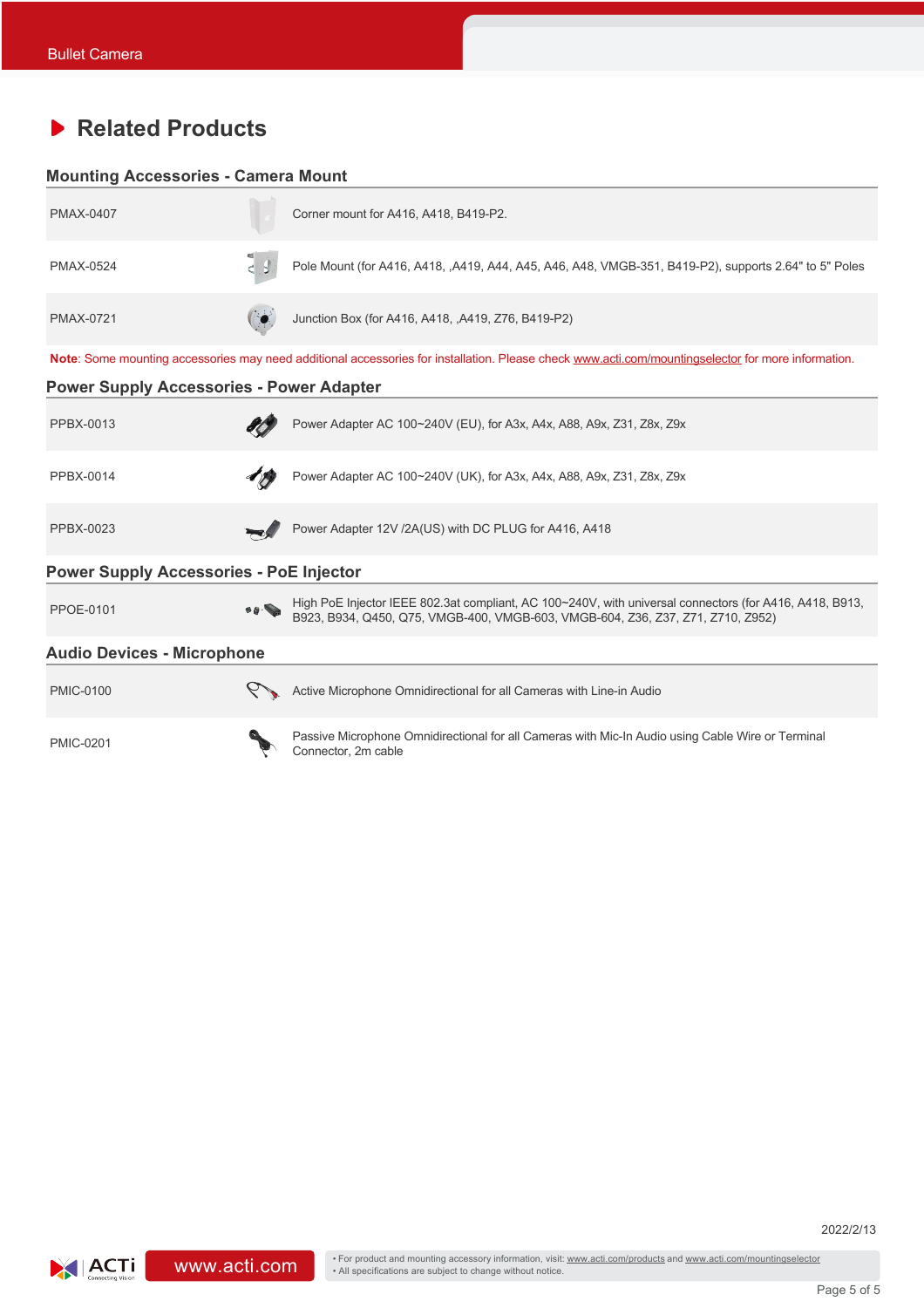# Related Products

## Mounting Accessories - Camera Mount

| | |
|---|---|
| PMAX-0407 | Corner mount for A416, A418, B419-P2. |
| PMAX-0524 | Pole Mount (for A416, A418, ,A419, A44, A45, A46, A48, VMGB-351, B419-P2), supports 2.64" to 5" Poles |
| PMAX-0721 | Junction Box (for A416, A418, ,A419, Z76, B419-P2) |

**Note**: Some mounting accessories may need additional accessories for installation. Please check www.acti.com/mountingselector for more information.

## Power Supply Accessories - Power Adapter

| | |
|---|---|
| PPBX-0013 | Power Adapter AC 100~240V (EU), for A3x, A4x, A88, A9x, Z31, Z8x, Z9x |
| PPBX-0014 | Power Adapter AC 100~240V (UK), for A3x, A4x, A88, A9x, Z31, Z8x, Z9x |
| PPBX-0023 | Power Adapter 12V /2A(US) with DC PLUG for A416, A418 |

## Power Supply Accessories - PoE Injector

| | |
|---|---|
| PPOE-0101 | High PoE Injector IEEE 802.3at compliant, AC 100~240V, with universal connectors (for A416, A418, B913, B923, B934, Q450, Q75, VMGB-400, VMGB-603, VMGB-604, Z36, Z37, Z71, Z710, Z952) |

## Audio Devices - Microphone

| | |
|---|---|
| PMIC-0100 | Active Microphone Omnidirectional for all Cameras with Line-in Audio |
| PMIC-0201 | Passive Microphone Omnidirectional for all Cameras with Mic-In Audio using Cable Wire or Terminal Connector, 2m cable |

2022/2/13

www.acti.com

• For product and mounting accessory information, visit: www.acti.com/products and www.acti.com/mountingselector
• All specifications are subject to change without notice.